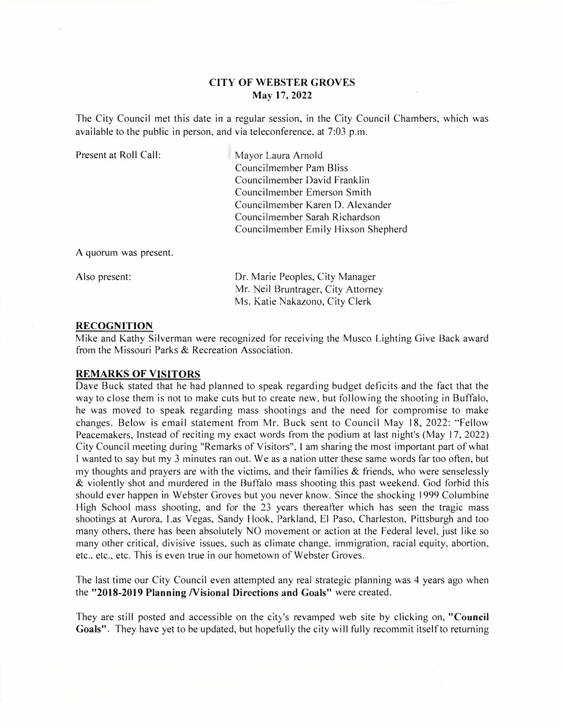**CITY OF WEBSTER GROVES**
**May 17, 2022**

The City Council met this date in a regular session, in the City Council Chambers, which was available to the public in person, and via teleconference, at 7:03 p.m.

Present at Roll Call:

Mayor Laura Arnold
Councilmember Pam Bliss
Councilmember David Franklin
Councilmember Emerson Smith
Councilmember Karen D. Alexander
Councilmember Sarah Richardson
Councilmember Emily Hixson Shepherd

A quorum was present.

Also present:

Dr. Marie Peoples, City Manager
Mr. Neil Bruntrager, City Attorney
Ms. Katie Nakazono, City Clerk

## RECOGNITION

Mike and Kathy Silverman were recognized for receiving the Musco Lighting Give Back award from the Missouri Parks & Recreation Association.

## REMARKS OF VISITORS

Dave Buck stated that he had planned to speak regarding budget deficits and the fact that the way to close them is not to make cuts but to create new, but following the shooting in Buffalo, he was moved to speak regarding mass shootings and the need for compromise to make changes. Below is email statement from Mr. Buck sent to Council May 18, 2022: "Fellow Peacemakers, Instead of reciting my exact words from the podium at last night's (May 17, 2022) City Council meeting during "Remarks of Visitors", I am sharing the most important part of what I wanted to say but my 3 minutes ran out. We as a nation utter these same words far too often, but my thoughts and prayers are with the victims, and their families & friends, who were senselessly & violently shot and murdered in the Buffalo mass shooting this past weekend. God forbid this should ever happen in Webster Groves but you never know. Since the shocking 1999 Columbine High School mass shooting, and for the 23 years thereafter which has seen the tragic mass shootings at Aurora, Las Vegas, Sandy Hook, Parkland, El Paso, Charleston, Pittsburgh and too many others, there has been absolutely NO movement or action at the Federal level, just like so many other critical, divisive issues, such as climate change, immigration, racial equity, abortion, etc., etc., etc. This is even true in our hometown of Webster Groves.

The last time our City Council even attempted any real strategic planning was 4 years ago when the **"2018-2019 Planning /Visional Directions and Goals"** were created.

They are still posted and accessible on the city's revamped web site by clicking on, **"Council Goals"**. They have yet to be updated, but hopefully the city will fully recommit itself to returning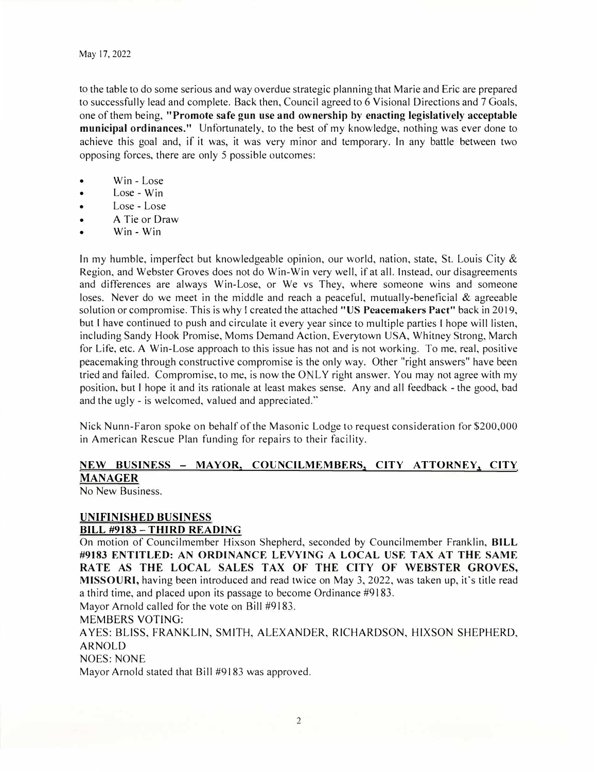May 17, 2022

to the table to do some serious and way overdue strategic planning that Marie and Eric are prepared to successfully lead and complete. Back then, Council agreed to 6 Visional Directions and 7 Goals, one of them being, **"Promote safe gun use and ownership by enacting legislatively acceptable municipal ordinances."** Unfortunately, to the best of my knowledge, nothing was ever done to achieve this goal and, if it was, it was very minor and temporary. In any battle between two opposing forces, there are only 5 possible outcomes:

- Win - Lose
- Lose - Win
- Lose - Lose
- A Tie or Draw
- Win - Win

In my humble, imperfect but knowledgeable opinion, our world, nation, state, St. Louis City & Region, and Webster Groves does not do Win-Win very well, if at all. Instead, our disagreements and differences are always Win-Lose, or We vs They, where someone wins and someone loses. Never do we meet in the middle and reach a peaceful, mutually-beneficial & agreeable solution or compromise. This is why I created the attached **"US Peacemakers Pact"** back in 2019, but I have continued to push and circulate it every year since to multiple parties I hope will listen, including Sandy Hook Promise, Moms Demand Action, Everytown USA, Whitney Strong, March for Life, etc. A Win-Lose approach to this issue has not and is not working. To me, real, positive peacemaking through constructive compromise is the only way. Other "right answers" have been tried and failed. Compromise, to me, is now the ONLY right answer. You may not agree with my position, but I hope it and its rationale at least makes sense. Any and all feedback - the good, bad and the ugly - is welcomed, valued and appreciated."

Nick Nunn-Faron spoke on behalf of the Masonic Lodge to request consideration for $200,000 in American Rescue Plan funding for repairs to their facility.

## NEW BUSINESS – MAYOR, COUNCILMEMBERS, CITY ATTORNEY, CITY MANAGER

No New Business.

## UNIFINISHED BUSINESS

### BILL #9183 – THIRD READING

On motion of Councilmember Hixson Shepherd, seconded by Councilmember Franklin, **BILL #9183 ENTITLED: AN ORDINANCE LEVYING A LOCAL USE TAX AT THE SAME RATE AS THE LOCAL SALES TAX OF THE CITY OF WEBSTER GROVES, MISSOURI,** having been introduced and read twice on May 3, 2022, was taken up, it's title read a third time, and placed upon its passage to become Ordinance #9183.

Mayor Arnold called for the vote on Bill #9183.

MEMBERS VOTING:

AYES: BLISS, FRANKLIN, SMITH, ALEXANDER, RICHARDSON, HIXSON SHEPHERD, ARNOLD

NOES: NONE

Mayor Arnold stated that Bill #9183 was approved.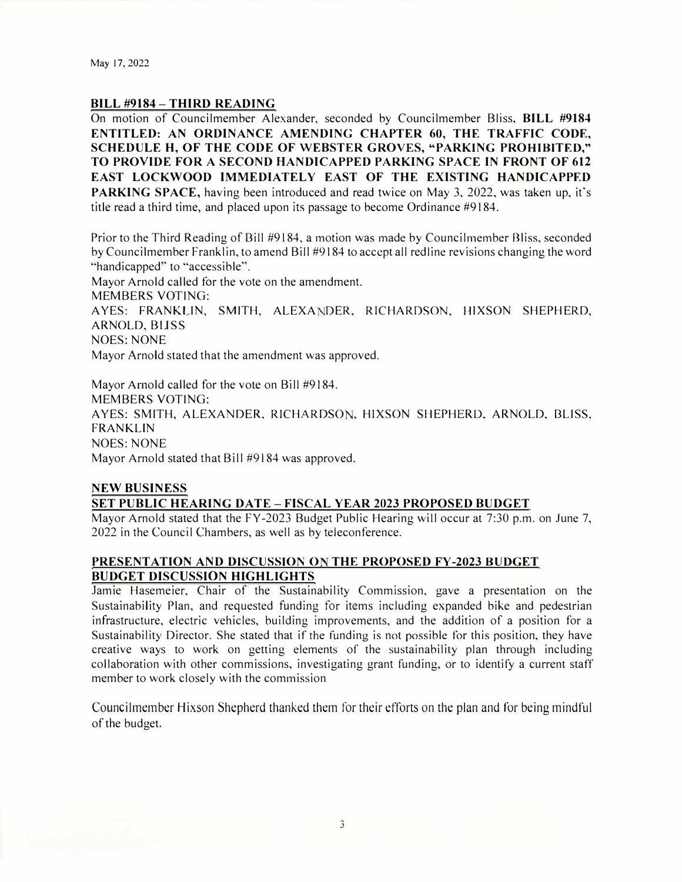May 17, 2022

**BILL #9184 – THIRD READING**

On motion of Councilmember Alexander, seconded by Councilmember Bliss, **BILL #9184 ENTITLED: AN ORDINANCE AMENDING CHAPTER 60, THE TRAFFIC CODE, SCHEDULE H, OF THE CODE OF WEBSTER GROVES, "PARKING PROHIBITED," TO PROVIDE FOR A SECOND HANDICAPPED PARKING SPACE IN FRONT OF 612 EAST LOCKWOOD IMMEDIATELY EAST OF THE EXISTING HANDICAPPED PARKING SPACE,** having been introduced and read twice on May 3, 2022, was taken up, it's title read a third time, and placed upon its passage to become Ordinance #9184.

Prior to the Third Reading of Bill #9184, a motion was made by Councilmember Bliss, seconded by Councilmember Franklin, to amend Bill #9184 to accept all redline revisions changing the word "handicapped" to "accessible".
Mayor Arnold called for the vote on the amendment.
MEMBERS VOTING:
AYES: FRANKLIN, SMITH, ALEXANDER, RICHARDSON, HIXSON SHEPHERD, ARNOLD, BLISS
NOES: NONE
Mayor Arnold stated that the amendment was approved.

Mayor Arnold called for the vote on Bill #9184.
MEMBERS VOTING:
AYES: SMITH, ALEXANDER, RICHARDSON, HIXSON SHEPHERD, ARNOLD, BLISS, FRANKLIN
NOES: NONE
Mayor Arnold stated that Bill #9184 was approved.

**NEW BUSINESS**

**SET PUBLIC HEARING DATE – FISCAL YEAR 2023 PROPOSED BUDGET**

Mayor Arnold stated that the FY-2023 Budget Public Hearing will occur at 7:30 p.m. on June 7, 2022 in the Council Chambers, as well as by teleconference.

**PRESENTATION AND DISCUSSION ON THE PROPOSED FY-2023 BUDGET**
**BUDGET DISCUSSION HIGHLIGHTS**

Jamie Hasemeier, Chair of the Sustainability Commission, gave a presentation on the Sustainability Plan, and requested funding for items including expanded bike and pedestrian infrastructure, electric vehicles, building improvements, and the addition of a position for a Sustainability Director. She stated that if the funding is not possible for this position, they have creative ways to work on getting elements of the sustainability plan through including collaboration with other commissions, investigating grant funding, or to identify a current staff member to work closely with the commission

Councilmember Hixson Shepherd thanked them for their efforts on the plan and for being mindful of the budget.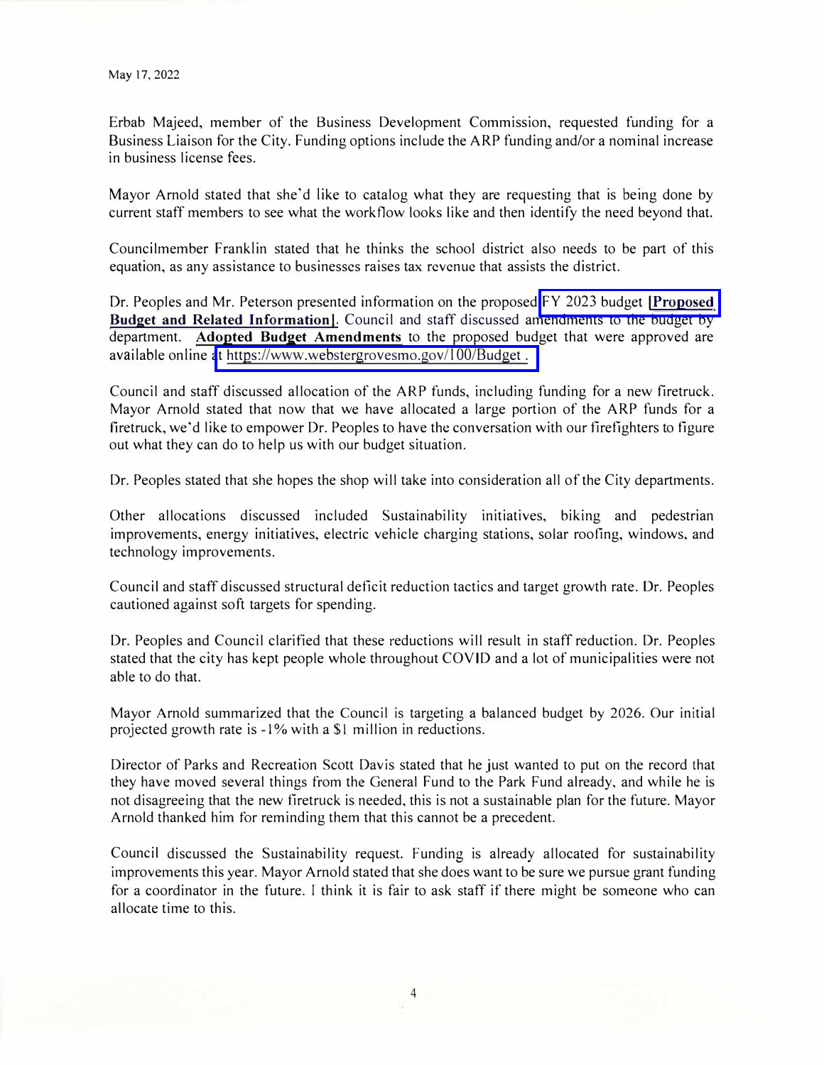May 17, 2022

Erbab Majeed, member of the Business Development Commission, requested funding for a Business Liaison for the City. Funding options include the ARP funding and/or a nominal increase in business license fees.

Mayor Arnold stated that she'd like to catalog what they are requesting that is being done by current staff members to see what the workflow looks like and then identify the need beyond that.

Councilmember Franklin stated that he thinks the school district also needs to be part of this equation, as any assistance to businesses raises tax revenue that assists the district.

Dr. Peoples and Mr. Peterson presented information on the proposed FY 2023 budget **[Proposed Budget and Related Information]**. Council and staff discussed amendments to the budget by department. **Adopted Budget Amendments** to the proposed budget that were approved are available online at https://www.webstergrovesmo.gov/100/Budget .

Council and staff discussed allocation of the ARP funds, including funding for a new firetruck. Mayor Arnold stated that now that we have allocated a large portion of the ARP funds for a firetruck, we'd like to empower Dr. Peoples to have the conversation with our firefighters to figure out what they can do to help us with our budget situation.

Dr. Peoples stated that she hopes the shop will take into consideration all of the City departments.

Other allocations discussed included Sustainability initiatives, biking and pedestrian improvements, energy initiatives, electric vehicle charging stations, solar roofing, windows, and technology improvements.

Council and staff discussed structural deficit reduction tactics and target growth rate. Dr. Peoples cautioned against soft targets for spending.

Dr. Peoples and Council clarified that these reductions will result in staff reduction. Dr. Peoples stated that the city has kept people whole throughout COVID and a lot of municipalities were not able to do that.

Mayor Arnold summarized that the Council is targeting a balanced budget by 2026. Our initial projected growth rate is -1% with a $1 million in reductions.

Director of Parks and Recreation Scott Davis stated that he just wanted to put on the record that they have moved several things from the General Fund to the Park Fund already, and while he is not disagreeing that the new firetruck is needed, this is not a sustainable plan for the future. Mayor Arnold thanked him for reminding them that this cannot be a precedent.

Council discussed the Sustainability request. Funding is already allocated for sustainability improvements this year. Mayor Arnold stated that she does want to be sure we pursue grant funding for a coordinator in the future. I think it is fair to ask staff if there might be someone who can allocate time to this.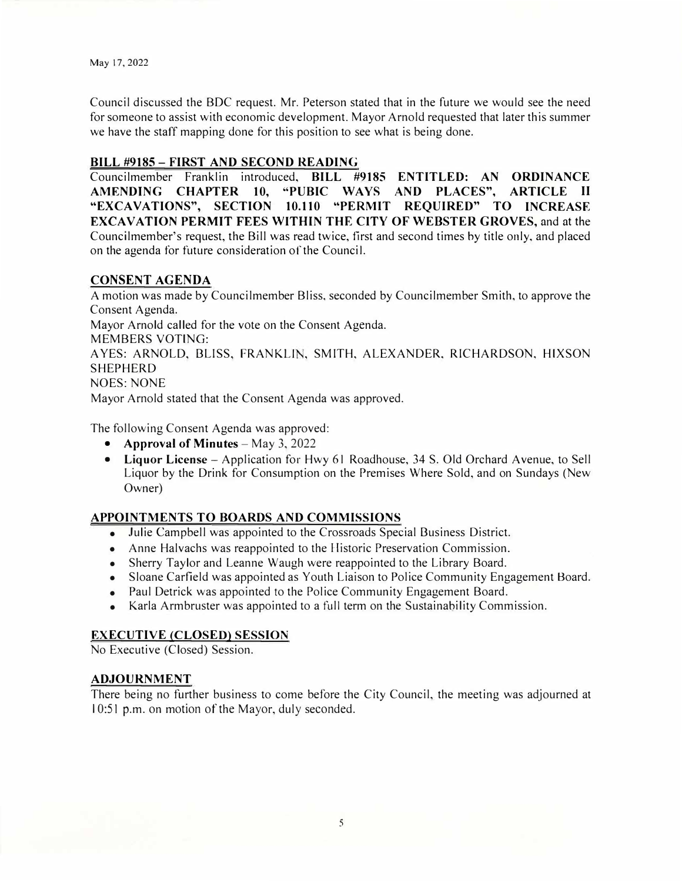Council discussed the BDC request. Mr. Peterson stated that in the future we would see the need for someone to assist with economic development. Mayor Arnold requested that later this summer we have the staff mapping done for this position to see what is being done.

## BILL #9185 – FIRST AND SECOND READING

Councilmember Franklin introduced, **BILL #9185 ENTITLED: AN ORDINANCE AMENDING CHAPTER 10, "PUBIC WAYS AND PLACES", ARTICLE II "EXCAVATIONS", SECTION 10.110 "PERMIT REQUIRED" TO INCREASE EXCAVATION PERMIT FEES WITHIN THE CITY OF WEBSTER GROVES,** and at the Councilmember's request, the Bill was read twice, first and second times by title only, and placed on the agenda for future consideration of the Council.

## CONSENT AGENDA

A motion was made by Councilmember Bliss, seconded by Councilmember Smith, to approve the Consent Agenda.

Mayor Arnold called for the vote on the Consent Agenda.

MEMBERS VOTING:

AYES: ARNOLD, BLISS, FRANKLIN, SMITH, ALEXANDER, RICHARDSON, HIXSON SHEPHERD

NOES: NONE

Mayor Arnold stated that the Consent Agenda was approved.

The following Consent Agenda was approved:

- **Approval of Minutes** – May 3, 2022
- **Liquor License** – Application for Hwy 61 Roadhouse, 34 S. Old Orchard Avenue, to Sell Liquor by the Drink for Consumption on the Premises Where Sold, and on Sundays (New Owner)

## APPOINTMENTS TO BOARDS AND COMMISSIONS

- Julie Campbell was appointed to the Crossroads Special Business District.
- Anne Halvachs was reappointed to the Historic Preservation Commission.
- Sherry Taylor and Leanne Waugh were reappointed to the Library Board.
- Sloane Carfield was appointed as Youth Liaison to Police Community Engagement Board.
- Paul Detrick was appointed to the Police Community Engagement Board.
- Karla Armbruster was appointed to a full term on the Sustainability Commission.

## EXECUTIVE (CLOSED) SESSION

No Executive (Closed) Session.

## ADJOURNMENT

There being no further business to come before the City Council, the meeting was adjourned at 10:51 p.m. on motion of the Mayor, duly seconded.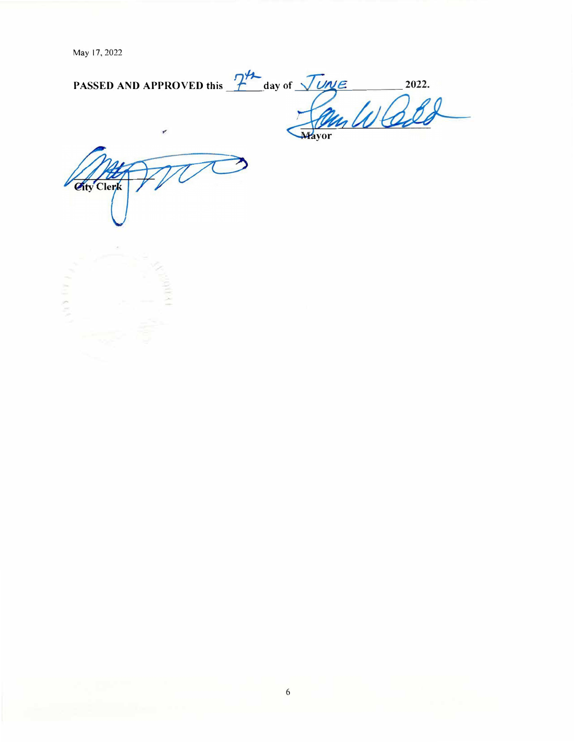May 17, 2022

**PASSED AND APPROVED this** 7th **day of** June **2022.**

**Mayor**

**City Clerk**